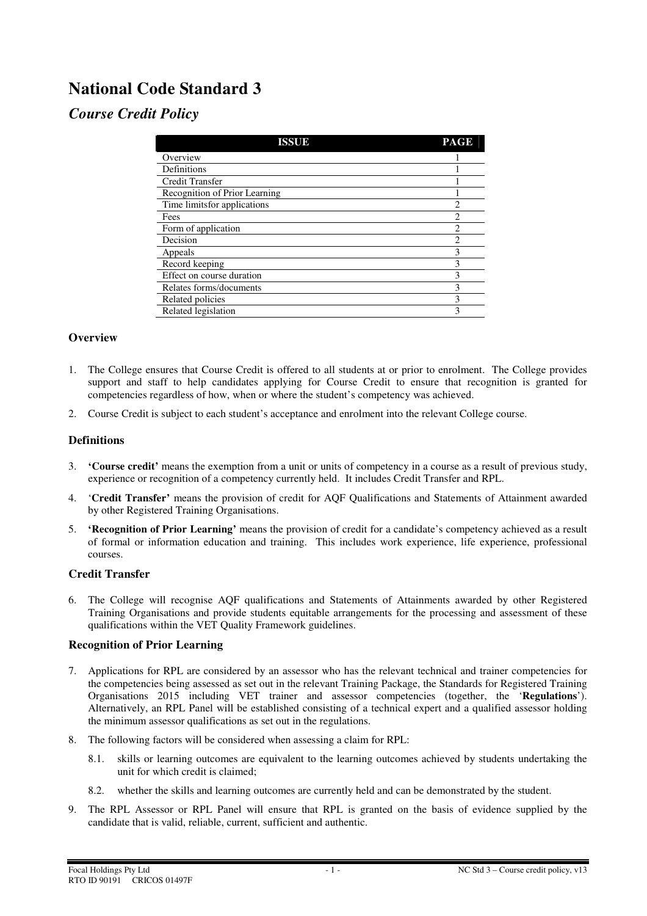# National Code Standard 3

## *Course Credit Policy*

| ISSUE | PAGE |
| --- | --- |
| Overview | 1 |
| Definitions | 1 |
| Credit Transfer | 1 |
| Recognition of Prior Learning | 1 |
| Time limitsfor applications | 2 |
| Fees | 2 |
| Form of application | 2 |
| Decision | 2 |
| Appeals | 3 |
| Record keeping | 3 |
| Effect on course duration | 3 |
| Relates forms/documents | 3 |
| Related policies | 3 |
| Related legislation | 3 |

### Overview

1. The College ensures that Course Credit is offered to all students at or prior to enrolment. The College provides support and staff to help candidates applying for Course Credit to ensure that recognition is granted for competencies regardless of how, when or where the student's competency was achieved.
2. Course Credit is subject to each student's acceptance and enrolment into the relevant College course.

### Definitions

3. **'Course credit'** means the exemption from a unit or units of competency in a course as a result of previous study, experience or recognition of a competency currently held. It includes Credit Transfer and RPL.
4. '**Credit Transfer'** means the provision of credit for AQF Qualifications and Statements of Attainment awarded by other Registered Training Organisations.
5. **'Recognition of Prior Learning'** means the provision of credit for a candidate's competency achieved as a result of formal or information education and training. This includes work experience, life experience, professional courses.

### Credit Transfer

6. The College will recognise AQF qualifications and Statements of Attainments awarded by other Registered Training Organisations and provide students equitable arrangements for the processing and assessment of these qualifications within the VET Quality Framework guidelines.

### Recognition of Prior Learning

7. Applications for RPL are considered by an assessor who has the relevant technical and trainer competencies for the competencies being assessed as set out in the relevant Training Package, the Standards for Registered Training Organisations 2015 including VET trainer and assessor competencies (together, the '**Regulations**'). Alternatively, an RPL Panel will be established consisting of a technical expert and a qualified assessor holding the minimum assessor qualifications as set out in the regulations.
8. The following factors will be considered when assessing a claim for RPL:
   - 8.1. skills or learning outcomes are equivalent to the learning outcomes achieved by students undertaking the unit for which credit is claimed;
   - 8.2. whether the skills and learning outcomes are currently held and can be demonstrated by the student.
9. The RPL Assessor or RPL Panel will ensure that RPL is granted on the basis of evidence supplied by the candidate that is valid, reliable, current, sufficient and authentic.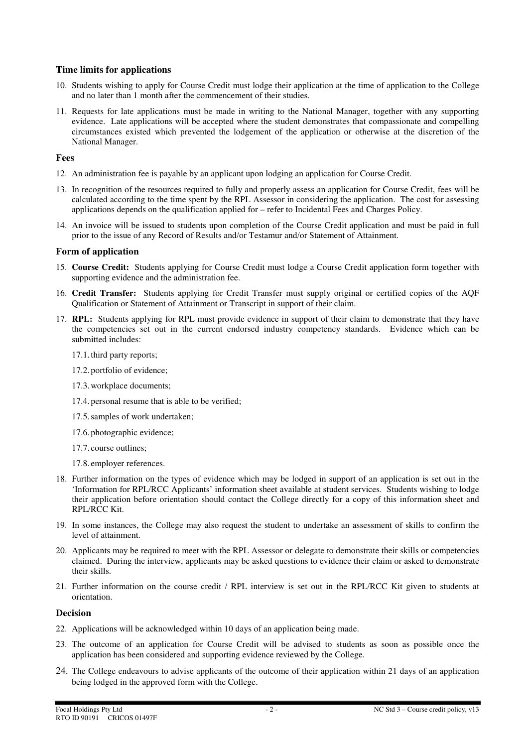### Time limits for applications

10. Students wishing to apply for Course Credit must lodge their application at the time of application to the College and no later than 1 month after the commencement of their studies.

11. Requests for late applications must be made in writing to the National Manager, together with any supporting evidence. Late applications will be accepted where the student demonstrates that compassionate and compelling circumstances existed which prevented the lodgement of the application or otherwise at the discretion of the National Manager.

### Fees

12. An administration fee is payable by an applicant upon lodging an application for Course Credit.

13. In recognition of the resources required to fully and properly assess an application for Course Credit, fees will be calculated according to the time spent by the RPL Assessor in considering the application. The cost for assessing applications depends on the qualification applied for – refer to Incidental Fees and Charges Policy.

14. An invoice will be issued to students upon completion of the Course Credit application and must be paid in full prior to the issue of any Record of Results and/or Testamur and/or Statement of Attainment.

### Form of application

15. **Course Credit:** Students applying for Course Credit must lodge a Course Credit application form together with supporting evidence and the administration fee.

16. **Credit Transfer:** Students applying for Credit Transfer must supply original or certified copies of the AQF Qualification or Statement of Attainment or Transcript in support of their claim.

17. **RPL:** Students applying for RPL must provide evidence in support of their claim to demonstrate that they have the competencies set out in the current endorsed industry competency standards. Evidence which can be submitted includes:

    17.1. third party reports;

    17.2. portfolio of evidence;

    17.3. workplace documents;

    17.4. personal resume that is able to be verified;

    17.5. samples of work undertaken;

    17.6. photographic evidence;

    17.7. course outlines;

    17.8. employer references.

18. Further information on the types of evidence which may be lodged in support of an application is set out in the 'Information for RPL/RCC Applicants' information sheet available at student services. Students wishing to lodge their application before orientation should contact the College directly for a copy of this information sheet and RPL/RCC Kit.

19. In some instances, the College may also request the student to undertake an assessment of skills to confirm the level of attainment.

20. Applicants may be required to meet with the RPL Assessor or delegate to demonstrate their skills or competencies claimed. During the interview, applicants may be asked questions to evidence their claim or asked to demonstrate their skills.

21. Further information on the course credit / RPL interview is set out in the RPL/RCC Kit given to students at orientation.

### Decision

22. Applications will be acknowledged within 10 days of an application being made.

23. The outcome of an application for Course Credit will be advised to students as soon as possible once the application has been considered and supporting evidence reviewed by the College.

24. The College endeavours to advise applicants of the outcome of their application within 21 days of an application being lodged in the approved form with the College.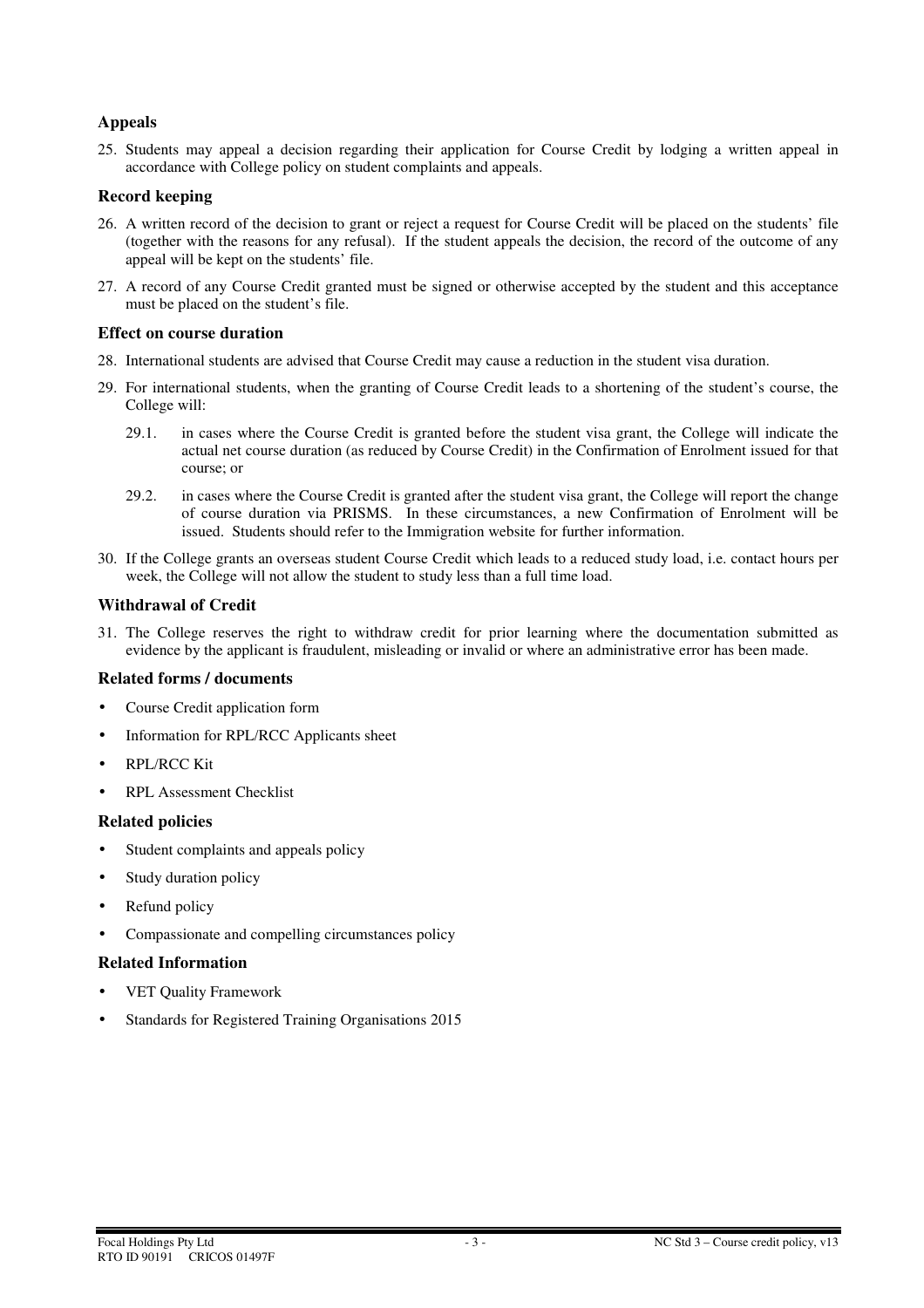### Appeals

25. Students may appeal a decision regarding their application for Course Credit by lodging a written appeal in accordance with College policy on student complaints and appeals.

### Record keeping

26. A written record of the decision to grant or reject a request for Course Credit will be placed on the students' file (together with the reasons for any refusal). If the student appeals the decision, the record of the outcome of any appeal will be kept on the students' file.
27. A record of any Course Credit granted must be signed or otherwise accepted by the student and this acceptance must be placed on the student's file.

### Effect on course duration

28. International students are advised that Course Credit may cause a reduction in the student visa duration.
29. For international students, when the granting of Course Credit leads to a shortening of the student's course, the College will:
    - 29.1. in cases where the Course Credit is granted before the student visa grant, the College will indicate the actual net course duration (as reduced by Course Credit) in the Confirmation of Enrolment issued for that course; or
    - 29.2. in cases where the Course Credit is granted after the student visa grant, the College will report the change of course duration via PRISMS. In these circumstances, a new Confirmation of Enrolment will be issued. Students should refer to the Immigration website for further information.
30. If the College grants an overseas student Course Credit which leads to a reduced study load, i.e. contact hours per week, the College will not allow the student to study less than a full time load.

### Withdrawal of Credit

31. The College reserves the right to withdraw credit for prior learning where the documentation submitted as evidence by the applicant is fraudulent, misleading or invalid or where an administrative error has been made.

### Related forms / documents

- Course Credit application form
- Information for RPL/RCC Applicants sheet
- RPL/RCC Kit
- RPL Assessment Checklist

### Related policies

- Student complaints and appeals policy
- Study duration policy
- Refund policy
- Compassionate and compelling circumstances policy

### Related Information

- VET Quality Framework
- Standards for Registered Training Organisations 2015